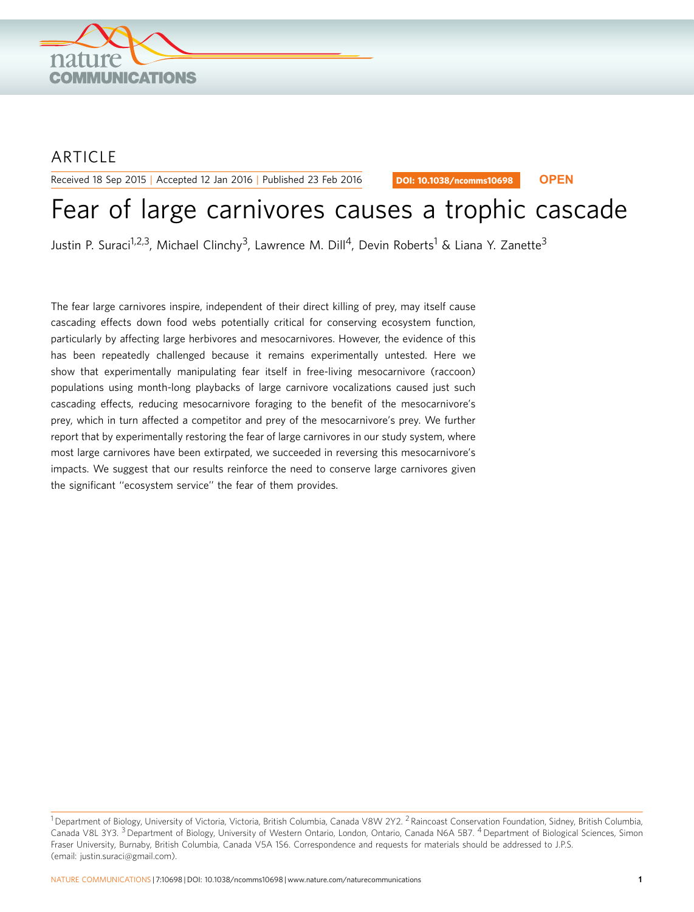ARTICLE

Received 18 Sep 2015 | Accepted 12 Jan 2016 | Published 23 Feb 2016

DOI: 10.1038/ncomms10698 OPEN

# Fear of large carnivores causes a trophic cascade

Justin P. Suraci[1,2,3], Michael Clinchy[3], Lawrence M. Dill[4], Devin Roberts[1] & Liana Y. Zanette[3]

The fear large carnivores inspire, independent of their direct killing of prey, may itself cause cascading effects down food webs potentially critical for conserving ecosystem function, particularly by affecting large herbivores and mesocarnivores. However, the evidence of this has been repeatedly challenged because it remains experimentally untested. Here we show that experimentally manipulating fear itself in free-living mesocarnivore (raccoon) populations using month-long playbacks of large carnivore vocalizations caused just such cascading effects, reducing mesocarnivore foraging to the benefit of the mesocarnivore's prey, which in turn affected a competitor and prey of the mesocarnivore's prey. We further report that by experimentally restoring the fear of large carnivores in our study system, where most large carnivores have been extirpated, we succeeded in reversing this mesocarnivore's impacts. We suggest that our results reinforce the need to conserve large carnivores given the significant ''ecosystem service'' the fear of them provides.

[1] Department of Biology, University of Victoria, Victoria, British Columbia, Canada V8W 2Y2. [2] Raincoast Conservation Foundation, Sidney, British Columbia, Canada V8L 3Y3. [3] Department of Biology, University of Western Ontario, London, Ontario, Canada N6A 5B7. [4] Department of Biological Sciences, Simon Fraser University, Burnaby, British Columbia, Canada V5A 1S6. Correspondence and requests for materials should be addressed to J.P.S. (email: justin.suraci@gmail.com).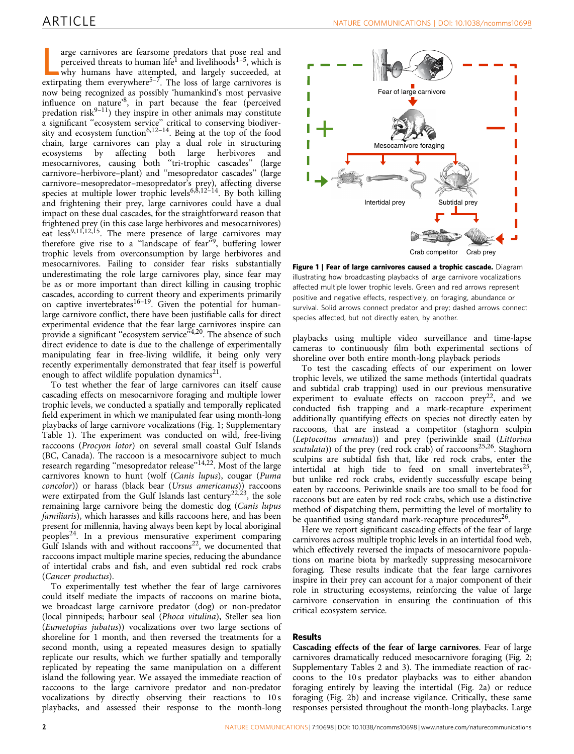Large carnivores are fearsome predators that pose real and perceived threats to human life[1] and livelihoods[1–5], which is why humans have attempted, and largely succeeded, at extirpating them everywhere[5–7]. The loss of large carnivores is now being recognized as possibly 'humankind's most pervasive influence on nature'[8], in part because the fear (perceived predation risk[9–11]) they inspire in other animals may constitute a significant "ecosystem service" critical to conserving biodiversity and ecosystem function[6,12–14]. Being at the top of the food chain, large carnivores can play a dual role in structuring ecosystems by affecting both large herbivores and mesocarnivores, causing both "tri-trophic cascades" (large carnivore–herbivore–plant) and "mesopredator cascades" (large carnivore–mesopredator–mesopredator's prey), affecting diverse species at multiple lower trophic levels[6,8,12–14]. By both killing and frightening their prey, large carnivores could have a dual impact on these dual cascades, for the straightforward reason that frightened prey (in this case large herbivores and mesocarnivores) eat less[9,11,12,15]. The mere presence of large carnivores may therefore give rise to a "landscape of fear"[9], buffering lower trophic levels from overconsumption by large herbivores and mesocarnivores. Failing to consider fear risks substantially underestimating the role large carnivores play, since fear may be as or more important than direct killing in causing trophic cascades, according to current theory and experiments primarily on captive invertebrates[16–19]. Given the potential for human-large carnivore conflict, there have been justifiable calls for direct experimental evidence that the fear large carnivores inspire can provide a significant "ecosystem service"[4,20]. The absence of such direct evidence to date is due to the challenge of experimentally manipulating fear in free-living wildlife, it being only very recently experimentally demonstrated that fear itself is powerful enough to affect wildlife population dynamics[21].

To test whether the fear of large carnivores can itself cause cascading effects on mesocarnivore foraging and multiple lower trophic levels, we conducted a spatially and temporally replicated field experiment in which we manipulated fear using month-long playbacks of large carnivore vocalizations (Fig. 1; Supplementary Table 1). The experiment was conducted on wild, free-living raccoons (*Procyon lotor*) on several small coastal Gulf Islands (BC, Canada). The raccoon is a mesocarnivore subject to much recent research regarding "mesopredator release"[14,22]. Most of the large carnivores known to hunt (wolf (*Canis lupus*), cougar (*Puma concolor*)) or harass (black bear (*Ursus americanus*)) raccoons were extirpated from the Gulf Islands last century[22,23], the sole remaining large carnivore being the domestic dog (*Canis lupus familiaris*), which harasses and kills raccoons here, and has been present for millennia, having always been kept by local aboriginal peoples[24]. In a previous mensurative experiment comparing Gulf Islands with and without raccoons[22], we documented that raccoons impact multiple marine species, reducing the abundance of intertidal crabs and fish, and even subtidal red rock crabs (*Cancer productus*).

To experimentally test whether the fear of large carnivores could itself mediate the impacts of raccoons on marine biota, we broadcast large carnivore predator (dog) or non-predator (local pinnipeds; harbour seal (*Phoca vitulina*), Steller sea lion (*Eumetopias jubatus*)) vocalizations over two large sections of shoreline for 1 month, and then reversed the treatments for a second month, using a repeated measures design to spatially replicate our results, which we further spatially and temporally replicated by repeating the same manipulation on a different island the following year. We assayed the immediate reaction of raccoons to the large carnivore predator and non-predator vocalizations by directly observing their reactions to 10 s playbacks, and assessed their response to the month-long playbacks using multiple video surveillance and time-lapse cameras to continuously film both experimental sections of shoreline over both entire month-long playback periods

**Figure 1 | Fear of large carnivores caused a trophic cascade.** Diagram illustrating how broadcasting playbacks of large carnivore vocalizations affected multiple lower trophic levels. Green and red arrows represent positive and negative effects, respectively, on foraging, abundance or survival. Solid arrows connect predator and prey; dashed arrows connect species affected, but not directly eaten, by another.

To test the cascading effects of our experiment on lower trophic levels, we utilized the same methods (intertidal quadrats and subtidal crab trapping) used in our previous mensurative experiment to evaluate effects on raccoon prey[22], and we conducted fish trapping and a mark-recapture experiment additionally quantifying effects on species not directly eaten by raccoons, that are instead a competitor (staghorn sculpin (*Leptocottus armatus*)) and prey (periwinkle snail (*Littorina scutulata*)) of the prey (red rock crab) of raccoons[25,26]. Staghorn sculpins are subtidal fish that, like red rock crabs, enter the intertidal at high tide to feed on small invertebrates[25], but unlike red rock crabs, evidently successfully escape being eaten by raccoons. Periwinkle snails are too small to be food for raccoons but are eaten by red rock crabs, which use a distinctive method of dispatching them, permitting the level of mortality to be quantified using standard mark-recapture procedures[26].

Here we report significant cascading effects of the fear of large carnivores across multiple trophic levels in an intertidal food web, which effectively reversed the impacts of mesocarnivore populations on marine biota by markedly suppressing mesocarnivore foraging. These results indicate that the fear large carnivores inspire in their prey can account for a major component of their role in structuring ecosystems, reinforcing the value of large carnivore conservation in ensuring the continuation of this critical ecosystem service.

## Results

**Cascading effects of the fear of large carnivores**. Fear of large carnivores dramatically reduced mesocarnivore foraging (Fig. 2; Supplementary Tables 2 and 3). The immediate reaction of raccoons to the 10 s predator playbacks was to either abandon foraging entirely by leaving the intertidal (Fig. 2a) or reduce foraging (Fig. 2b) and increase vigilance. Critically, these same responses persisted throughout the month-long playbacks. Large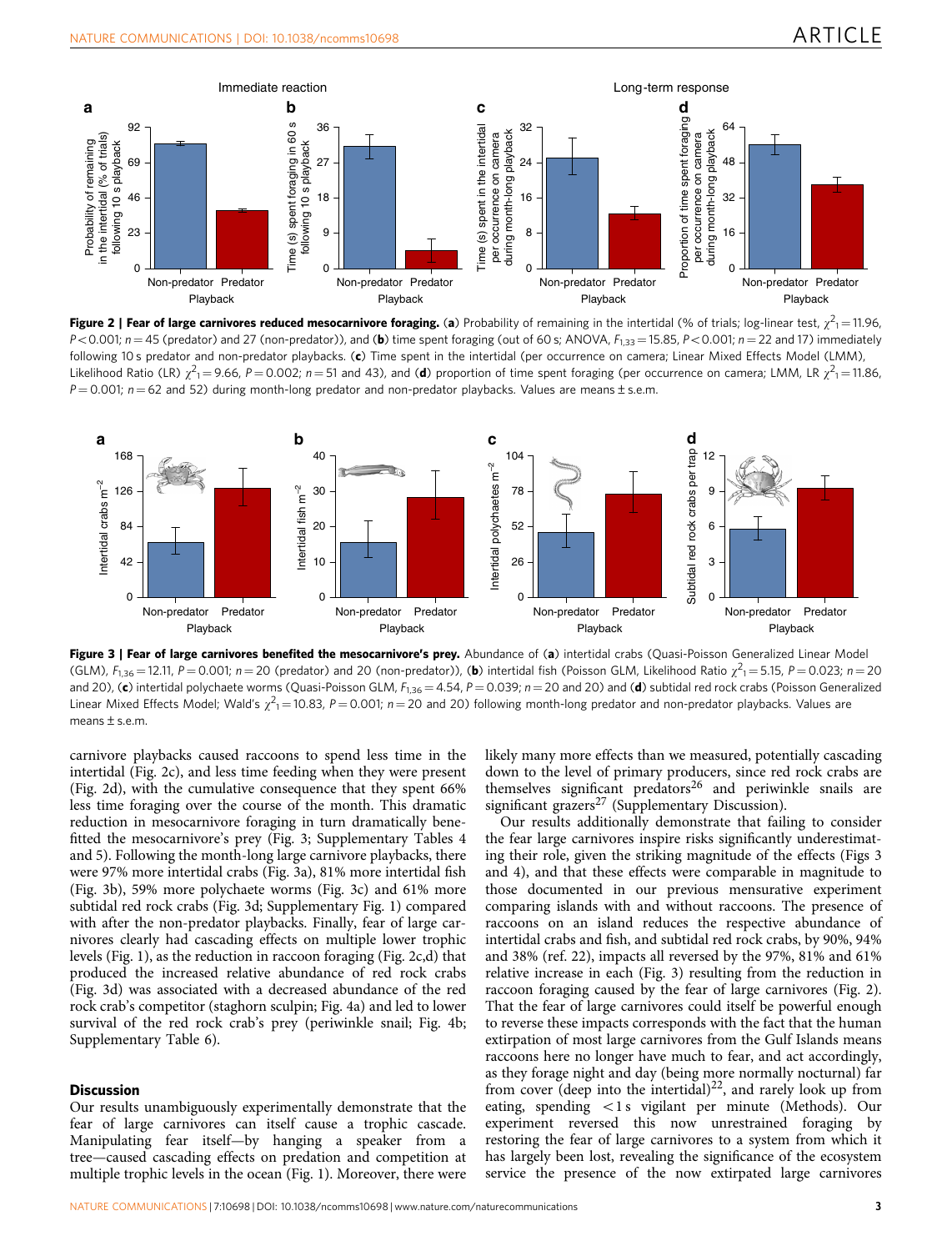**Figure 2 | Fear of large carnivores reduced mesocarnivore foraging.** (**a**) Probability of remaining in the intertidal (% of trials; log-linear test, $\chi^2_1 = 11.96$, $P < 0.001$; $n = 45$ (predator) and 27 (non-predator)), and (**b**) time spent foraging (out of 60 s; ANOVA, $F_{1,33} = 15.85$, $P < 0.001$; $n = 22$ and 17) immediately following 10 s predator and non-predator playbacks. (**c**) Time spent in the intertidal (per occurrence on camera; Linear Mixed Effects Model (LMM), Likelihood Ratio (LR) $\chi^2_1 = 9.66$, $P = 0.002$; $n = 51$ and 43), and (**d**) proportion of time spent foraging (per occurrence on camera; LMM, LR $\chi^2_1 = 11.86$, $P = 0.001$; $n = 62$ and 52) during month-long predator and non-predator playbacks. Values are means ± s.e.m.

**Figure 3 | Fear of large carnivores benefited the mesocarnivore's prey.** Abundance of (**a**) intertidal crabs (Quasi-Poisson Generalized Linear Model (GLM), $F_{1,36} = 12.11$, $P = 0.001$; $n = 20$ (predator) and 20 (non-predator)), (**b**) intertidal fish (Poisson GLM, Likelihood Ratio $\chi^2_1 = 5.15$, $P = 0.023$; $n = 20$ and 20), (**c**) intertidal polychaete worms (Quasi-Poisson GLM, $F_{1,36} = 4.54$, $P = 0.039$; $n = 20$ and 20) and (**d**) subtidal red rock crabs (Poisson Generalized Linear Mixed Effects Model; Wald's $\chi^2_1 = 10.83$, $P = 0.001$; $n = 20$ and 20) following month-long predator and non-predator playbacks. Values are means ± s.e.m.

carnivore playbacks caused raccoons to spend less time in the intertidal (Fig. 2c), and less time feeding when they were present (Fig. 2d), with the cumulative consequence that they spent 66% less time foraging over the course of the month. This dramatic reduction in mesocarnivore foraging in turn dramatically benefitted the mesocarnivore's prey (Fig. 3; Supplementary Tables 4 and 5). Following the month-long large carnivore playbacks, there were 97% more intertidal crabs (Fig. 3a), 81% more intertidal fish (Fig. 3b), 59% more polychaete worms (Fig. 3c) and 61% more subtidal red rock crabs (Fig. 3d; Supplementary Fig. 1) compared with after the non-predator playbacks. Finally, fear of large carnivores clearly had cascading effects on multiple lower trophic levels (Fig. 1), as the reduction in raccoon foraging (Fig. 2c,d) that produced the increased relative abundance of red rock crabs (Fig. 3d) was associated with a decreased abundance of the red rock crab's competitor (staghorn sculpin; Fig. 4a) and led to lower survival of the red rock crab's prey (periwinkle snail; Fig. 4b; Supplementary Table 6).

## Discussion

Our results unambiguously experimentally demonstrate that the fear of large carnivores can itself cause a trophic cascade. Manipulating fear itself—by hanging a speaker from a tree—caused cascading effects on predation and competition at multiple trophic levels in the ocean (Fig. 1). Moreover, there were likely many more effects than we measured, potentially cascading down to the level of primary producers, since red rock crabs are themselves significant predators[26] and periwinkle snails are significant grazers[27] (Supplementary Discussion).

Our results additionally demonstrate that failing to consider the fear large carnivores inspire risks significantly underestimating their role, given the striking magnitude of the effects (Figs 3 and 4), and that these effects were comparable in magnitude to those documented in our previous mensurative experiment comparing islands with and without raccoons. The presence of raccoons on an island reduces the respective abundance of intertidal crabs and fish, and subtidal red rock crabs, by 90%, 94% and 38% (ref. 22), impacts all reversed by the 97%, 81% and 61% relative increase in each (Fig. 3) resulting from the reduction in raccoon foraging caused by the fear of large carnivores (Fig. 2). That the fear of large carnivores could itself be powerful enough to reverse these impacts corresponds with the fact that the human extirpation of most large carnivores from the Gulf Islands means raccoons here no longer have much to fear, and act accordingly, as they forage night and day (being more normally nocturnal) far from cover (deep into the intertidal)[22], and rarely look up from eating, spending <1 s vigilant per minute (Methods). Our experiment reversed this now unrestrained foraging by restoring the fear of large carnivores to a system from which it has largely been lost, revealing the significance of the ecosystem service the presence of the now extirpated large carnivores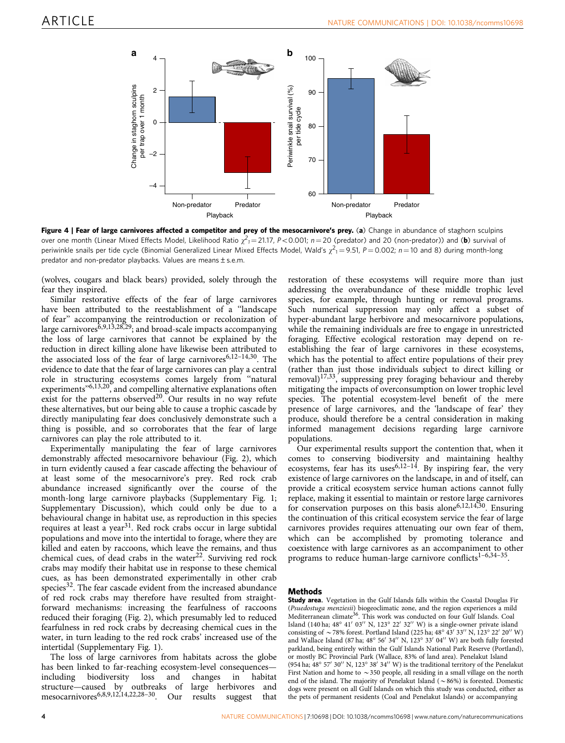**Figure 4 | Fear of large carnivores affected a competitor and prey of the mesocarnivore's prey.** (**a**) Change in abundance of staghorn sculpins over one month (Linear Mixed Effects Model, Likelihood Ratio $\chi^2_1 = 21.17$, $P < 0.001$; $n = 20$ (predator) and 20 (non-predator)) and (**b**) survival of periwinkle snails per tide cycle (Binomial Generalized Linear Mixed Effects Model, Wald's $\chi^2_1 = 9.51$, $P = 0.002$; $n = 10$ and 8) during month-long predator and non-predator playbacks. Values are means ± s.e.m.

(wolves, cougars and black bears) provided, solely through the fear they inspired.

Similar restorative effects of the fear of large carnivores have been attributed to the reestablishment of a "landscape of fear" accompanying the reintroduction or recolonization of large carnivores[6,9,13,28,29]; and broad-scale impacts accompanying the loss of large carnivores that cannot be explained by the reduction in direct killing alone have likewise been attributed to the associated loss of the fear of large carnivores[6,12–14,30]. The evidence to date that the fear of large carnivores can play a central role in structuring ecosystems comes largely from "natural experiments"[6,13,20], and compelling alternative explanations often exist for the patterns observed[20]. Our results in no way refute these alternatives, but our being able to cause a trophic cascade by directly manipulating fear does conclusively demonstrate such a thing is possible, and so corroborates that the fear of large carnivores can play the role attributed to it.

Experimentally manipulating the fear of large carnivores demonstrably affected mesocarnivore behaviour (Fig. 2), which in turn evidently caused a fear cascade affecting the behaviour of at least some of the mesocarnivore's prey. Red rock crab abundance increased significantly over the course of the month-long large carnivore playbacks (Supplementary Fig. 1; Supplementary Discussion), which could only be due to a behavioural change in habitat use, as reproduction in this species requires at least a year[31]. Red rock crabs occur in large subtidal populations and move into the intertidal to forage, where they are killed and eaten by raccoons, which leave the remains, and thus chemical cues, of dead crabs in the water[22]. Surviving red rock crabs may modify their habitat use in response to these chemical cues, as has been demonstrated experimentally in other crab species[32]. The fear cascade evident from the increased abundance of red rock crabs may therefore have resulted from straightforward mechanisms: increasing the fearfulness of raccoons reduced their foraging (Fig. 2), which presumably led to reduced fearfulness in red rock crabs by decreasing chemical cues in the water, in turn leading to the red rock crabs' increased use of the intertidal (Supplementary Fig. 1).

The loss of large carnivores from habitats across the globe has been linked to far-reaching ecosystem-level consequences—including biodiversity loss and changes in habitat structure—caused by outbreaks of large herbivores and mesocarnivores[6,8,9,12,14,22,28–30]. Our results suggest that restoration of these ecosystems will require more than just addressing the overabundance of these middle trophic level species, for example, through hunting or removal programs. Such numerical suppression may only affect a subset of hyper-abundant large herbivore and mesocarnivore populations, while the remaining individuals are free to engage in unrestricted foraging. Effective ecological restoration may depend on re-establishing the fear of large carnivores in these ecosystems, which has the potential to affect entire populations of their prey (rather than just those individuals subject to direct killing or removal)[17,33], suppressing prey foraging behaviour and thereby mitigating the impacts of overconsumption on lower trophic level species. The potential ecosystem-level benefit of the mere presence of large carnivores, and the 'landscape of fear' they produce, should therefore be a central consideration in making informed management decisions regarding large carnivore populations.

Our experimental results support the contention that, when it comes to conserving biodiversity and maintaining healthy ecosystems, fear has its uses[6,12–14]. By inspiring fear, the very existence of large carnivores on the landscape, in and of itself, can provide a critical ecosystem service human actions cannot fully replace, making it essential to maintain or restore large carnivores for conservation purposes on this basis alone[6,12,14,30]. Ensuring the continuation of this critical ecosystem service the fear of large carnivores provides requires attenuating our own fear of them, which can be accomplished by promoting tolerance and coexistence with large carnivores as an accompaniment to other programs to reduce human-large carnivore conflicts[1–6,34–35].

## Methods

**Study area.** Vegetation in the Gulf Islands falls within the Coastal Douglas Fir (*Psuedostuga menziesii*) biogeoclimatic zone, and the region experiences a mild Mediterranean climate[36]. This work was conducted on four Gulf Islands. Coal Island (140 ha; 48° 41′ 03″ N, 123° 22′ 32″ W) is a single-owner private island consisting of ~78% forest. Portland Island (225 ha; 48° 43′ 33″ N, 123° 22′ 20″ W) and Wallace Island (87 ha; 48° 56′ 34″ N, 123° 33′ 04″ W) are both fully forested parkland, being entirely within the Gulf Islands National Park Reserve (Portland), or mostly BC Provincial Park (Wallace, 83% of land area). Penelakut Island (954 ha; 48° 57′ 30″ N, 123° 38′ 34″ W) is the traditional territory of the Penelakut First Nation and home to ~350 people, all residing in a small village on the north end of the island. The majority of Penelakut Island (~86%) is forested. Domestic dogs were present on all Gulf Islands on which this study was conducted, either as the pets of permanent residents (Coal and Penelakut Islands) or accompanying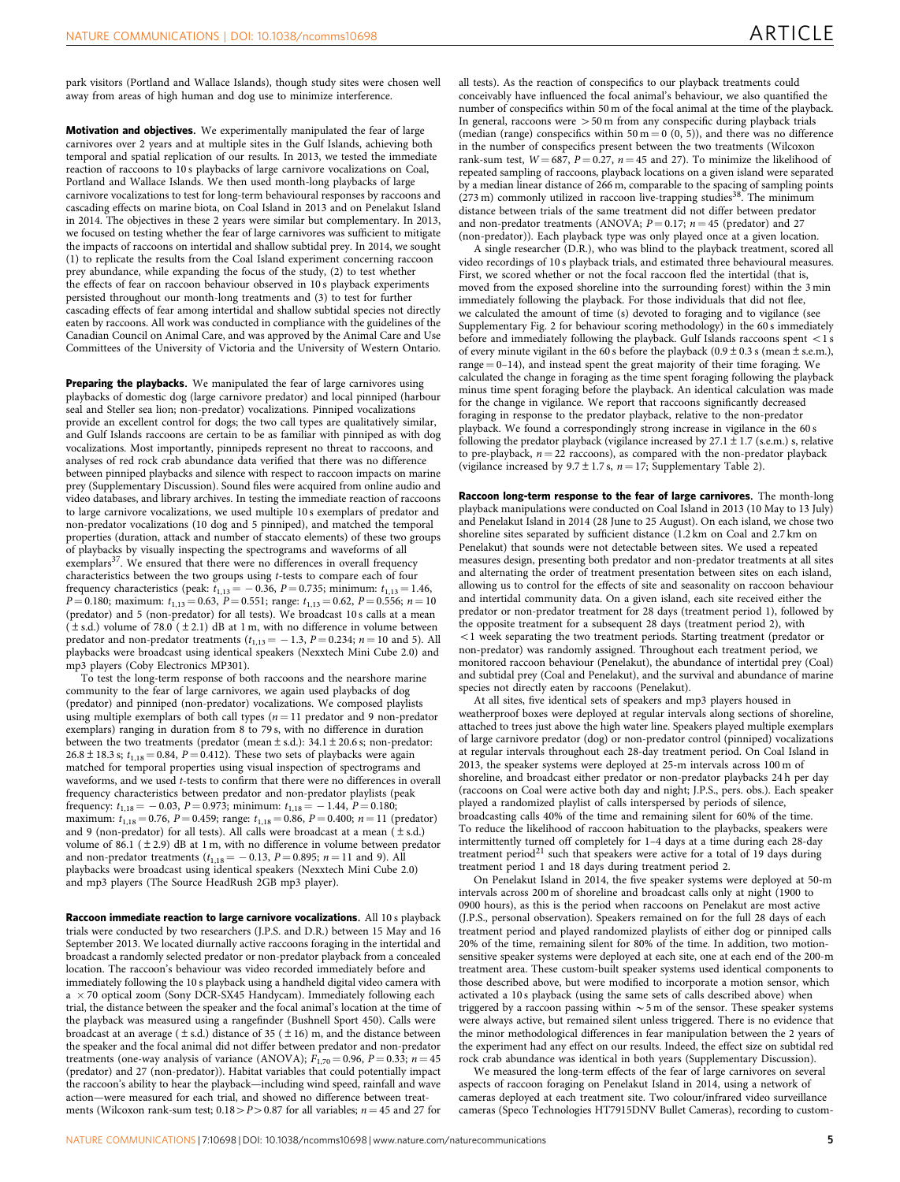park visitors (Portland and Wallace Islands), though study sites were chosen well away from areas of high human and dog use to minimize interference.

**Motivation and objectives.** We experimentally manipulated the fear of large carnivores over 2 years and at multiple sites in the Gulf Islands, achieving both temporal and spatial replication of our results. In 2013, we tested the immediate reaction of raccoons to 10 s playbacks of large carnivore vocalizations on Coal, Portland and Wallace Islands. We then used month-long playbacks of large carnivore vocalizations to test for long-term behavioural responses by raccoons and cascading effects on marine biota, on Coal Island in 2013 and on Penelakut Island in 2014. The objectives in these 2 years were similar but complementary. In 2013, we focused on testing whether the fear of large carnivores was sufficient to mitigate the impacts of raccoons on intertidal and shallow subtidal prey. In 2014, we sought (1) to replicate the results from the Coal Island experiment concerning raccoon prey abundance, while expanding the focus of the study, (2) to test whether the effects of fear on raccoon behaviour observed in 10 s playback experiments persisted throughout our month-long treatments and (3) to test for further cascading effects of fear among intertidal and shallow subtidal species not directly eaten by raccoons. All work was conducted in compliance with the guidelines of the Canadian Council on Animal Care, and was approved by the Animal Care and Use Committees of the University of Victoria and the University of Western Ontario.

**Preparing the playbacks.** We manipulated the fear of large carnivores using playbacks of domestic dog (large carnivore predator) and local pinniped (harbour seal and Steller sea lion; non-predator) vocalizations. Pinniped vocalizations provide an excellent control for dogs; the two call types are qualitatively similar, and Gulf Islands raccoons are certain to be as familiar with pinnipeds as with dog vocalizations. Most importantly, pinnipeds represent no threat to raccoons, and analyses of red rock crab abundance data verified that there was no difference between pinniped playbacks and silence with respect to raccoon impacts on marine prey (Supplementary Discussion). Sound files were acquired from online audio and video databases, and library archives. In testing the immediate reaction of raccoons to large carnivore vocalizations, we used multiple 10 s exemplars of predator and non-predator vocalizations (10 dog and 5 pinniped), and matched the temporal properties (duration, attack and number of staccato elements) of these two groups of playbacks by visually inspecting the spectrograms and waveforms of all exemplars[37]. We ensured that there were no differences in overall frequency characteristics between the two groups using *t*-tests to compare each of four frequency characteristics (peak: $t_{1,13} = -0.36$, $P = 0.735$; minimum: $t_{1,13} = 1.46$, $P = 0.180$; maximum: $t_{1,13} = 0.63$, $P = 0.551$; range: $t_{1,13} = 0.62$, $P = 0.556$; $n = 10$ (predator) and 5 (non-predator) for all tests). We broadcast 10 s calls at a mean ($\pm$ s.d.) volume of 78.0 ($\pm$ 2.1) dB at 1 m, with no difference in volume between predator and non-predator treatments ($t_{1,13} = -1.3$, $P = 0.234$; $n = 10$ and 5). All playbacks were broadcast using identical speakers (Nexxtech Mini Cube 2.0) and mp3 players (Coby Electronics MP301).

To test the long-term response of both raccoons and the nearshore marine community to the fear of large carnivores, we again used playbacks of dog (predator) and pinniped (non-predator) vocalizations. We composed playlists using multiple exemplars of both call types ($n = 11$ predator and 9 non-predator exemplars) ranging in duration from 8 to 79 s, with no difference in duration between the two treatments (predator (mean $\pm$ s.d.): 34.1 $\pm$ 20.6 s; non-predator: 26.8 $\pm$ 18.3 s; $t_{1,18} = 0.84$, $P = 0.412$). These two sets of playbacks were again matched for temporal properties using visual inspection of spectrograms and waveforms, and we used *t*-tests to confirm that there were no differences in overall frequency characteristics between predator and non-predator playlists (peak frequency: $t_{1,18} = -0.03$, $P = 0.973$; minimum: $t_{1,18} = -1.44$, $P = 0.180$; maximum: $t_{1,18} = 0.76$, $P = 0.459$; range: $t_{1,18} = 0.86$, $P = 0.400$; $n = 11$ (predator) and 9 (non-predator) for all tests). All calls were broadcast at a mean ($\pm$ s.d.) volume of 86.1 ($\pm$ 2.9) dB at 1 m, with no difference in volume between predator and non-predator treatments ($t_{1,18} = -0.13$, $P = 0.895$; $n = 11$ and 9). All playbacks were broadcast using identical speakers (Nexxtech Mini Cube 2.0) and mp3 players (The Source HeadRush 2GB mp3 player).

**Raccoon immediate reaction to large carnivore vocalizations.** All 10 s playback trials were conducted by two researchers (J.P.S. and D.R.) between 15 May and 16 September 2013. We located diurnally active raccoons foraging in the intertidal and broadcast a randomly selected predator or non-predator playback from a concealed location. The raccoon's behaviour was video recorded immediately before and immediately following the 10 s playback using a handheld digital video camera with a $\times$70 optical zoom (Sony DCR-SX45 Handycam). Immediately following each trial, the distance between the speaker and the focal animal's location at the time of the playback was measured using a rangefinder (Bushnell Sport 450). Calls were broadcast at an average ($\pm$ s.d.) distance of 35 ($\pm$ 16) m, and the distance between the speaker and the focal animal did not differ between predator and non-predator treatments (one-way analysis of variance (ANOVA); $F_{1,70} = 0.96$, $P = 0.33$; $n = 45$ (predator) and 27 (non-predator)). Habitat variables that could potentially impact the raccoon's ability to hear the playback—including wind speed, rainfall and wave action—were measured for each trial, and showed no difference between treatments (Wilcoxon rank-sum test; $0.18 > P > 0.87$ for all variables; $n = 45$ and 27 for all tests). As the reaction of conspecifics to our playback treatments could conceivably have influenced the focal animal's behaviour, we also quantified the number of conspecifics within 50 m of the focal animal at the time of the playback. In general, raccoons were $>50$ m from any conspecific during playback trials (median (range) conspecifics within 50 m = 0 (0, 5)), and there was no difference in the number of conspecifics present between the two treatments (Wilcoxon rank-sum test, $W = 687$, $P = 0.27$, $n = 45$ and 27). To minimize the likelihood of repeated sampling of raccoons, playback locations on a given island were separated by a median linear distance of 266 m, comparable to the spacing of sampling points (273 m) commonly utilized in raccoon live-trapping studies[38]. The minimum distance between trials of the same treatment did not differ between predator and non-predator treatments (ANOVA; $P = 0.17$; $n = 45$ (predator) and 27 (non-predator)). Each playback type was only played once at a given location.

A single researcher (D.R.), who was blind to the playback treatment, scored all video recordings of 10 s playback trials, and estimated three behavioural measures. First, we scored whether or not the focal raccoon fled the intertidal (that is, moved from the exposed shoreline into the surrounding forest) within the 3 min immediately following the playback. For those individuals that did not flee, we calculated the amount of time (s) devoted to foraging and to vigilance (see Supplementary Fig. 2 for behaviour scoring methodology) in the 60 s immediately before and immediately following the playback. Gulf Islands raccoons spent $<1$ s of every minute vigilant in the 60 s before the playback (0.9 $\pm$ 0.3 s (mean $\pm$ s.e.m.), range = 0–14), and instead spent the great majority of their time foraging. We calculated the change in foraging as the time spent foraging following the playback minus time spent foraging before the playback. An identical calculation was made for the change in vigilance. We report that raccoons significantly decreased foraging in response to the predator playback, relative to the non-predator playback. We found a correspondingly strong increase in vigilance in the 60 s following the predator playback (vigilance increased by 27.1 $\pm$ 1.7 (s.e.m.) s, relative to pre-playback, $n = 22$ raccoons), as compared with the non-predator playback (vigilance increased by 9.7 $\pm$ 1.7 s, $n = 17$; Supplementary Table 2).

**Raccoon long-term response to the fear of large carnivores.** The month-long playback manipulations were conducted on Coal Island in 2013 (10 May to 13 July) and Penelakut Island in 2014 (28 June to 25 August). On each island, we chose two shoreline sites separated by sufficient distance (1.2 km on Coal and 2.7 km on Penelakut) that sounds were not detectable between sites. We used a repeated measures design, presenting both predator and non-predator treatments at all sites and alternating the order of treatment presentation between sites on each island, allowing us to control for the effects of site and seasonality on raccoon behaviour and intertidal community data. On a given island, each site received either the predator or non-predator treatment for 28 days (treatment period 1), followed by the opposite treatment for a subsequent 28 days (treatment period 2), with $<1$ week separating the two treatment periods. Starting treatment (predator or non-predator) was randomly assigned. Throughout each treatment period, we monitored raccoon behaviour (Penelakut), the abundance of intertidal prey (Coal) and subtidal prey (Coal and Penelakut), and the survival and abundance of marine species not directly eaten by raccoons (Penelakut).

At all sites, five identical sets of speakers and mp3 players housed in weatherproof boxes were deployed at regular intervals along sections of shoreline, attached to trees just above the high water line. Speakers played multiple exemplars of large carnivore predator (dog) or non-predator control (pinniped) vocalizations at regular intervals throughout each 28-day treatment period. On Coal Island in 2013, the speaker systems were deployed at 25-m intervals across 100 m of shoreline, and broadcast either predator or non-predator playbacks 24 h per day (raccoons on Coal were active both day and night; J.P.S., pers. obs.). Each speaker played a randomized playlist of calls interspersed by periods of silence, broadcasting calls 40% of the time and remaining silent for 60% of the time. To reduce the likelihood of raccoon habituation to the playbacks, speakers were intermittently turned off completely for 1–4 days at a time during each 28-day treatment period[21] such that speakers were active for a total of 19 days during treatment period 1 and 18 days during treatment period 2.

On Penelakut Island in 2014, the five speaker systems were deployed at 50-m intervals across 200 m of shoreline and broadcast calls only at night (1900 to 0900 hours), as this is the period when raccoons on Penelakut are most active (J.P.S., personal observation). Speakers remained on for the full 28 days of each treatment period and played randomized playlists of either dog or pinniped calls 20% of the time, remaining silent for 80% of the time. In addition, two motion-sensitive speaker systems were deployed at each site, one at each end of the 200-m treatment area. These custom-built speaker systems used identical components to those described above, but were modified to incorporate a motion sensor, which activated a 10 s playback (using the same sets of calls described above) when triggered by a raccoon passing within $\sim$5 m of the sensor. These speaker systems were always active, but remained silent unless triggered. There is no evidence that the minor methodological differences in fear manipulation between the 2 years of the experiment had any effect on our results. Indeed, the effect size on subtidal red rock crab abundance was identical in both years (Supplementary Discussion).

We measured the long-term effects of the fear of large carnivores on several aspects of raccoon foraging on Penelakut Island in 2014, using a network of cameras deployed at each treatment site. Two colour/infrared video surveillance cameras (Speco Technologies HT7915DNV Bullet Cameras), recording to custom-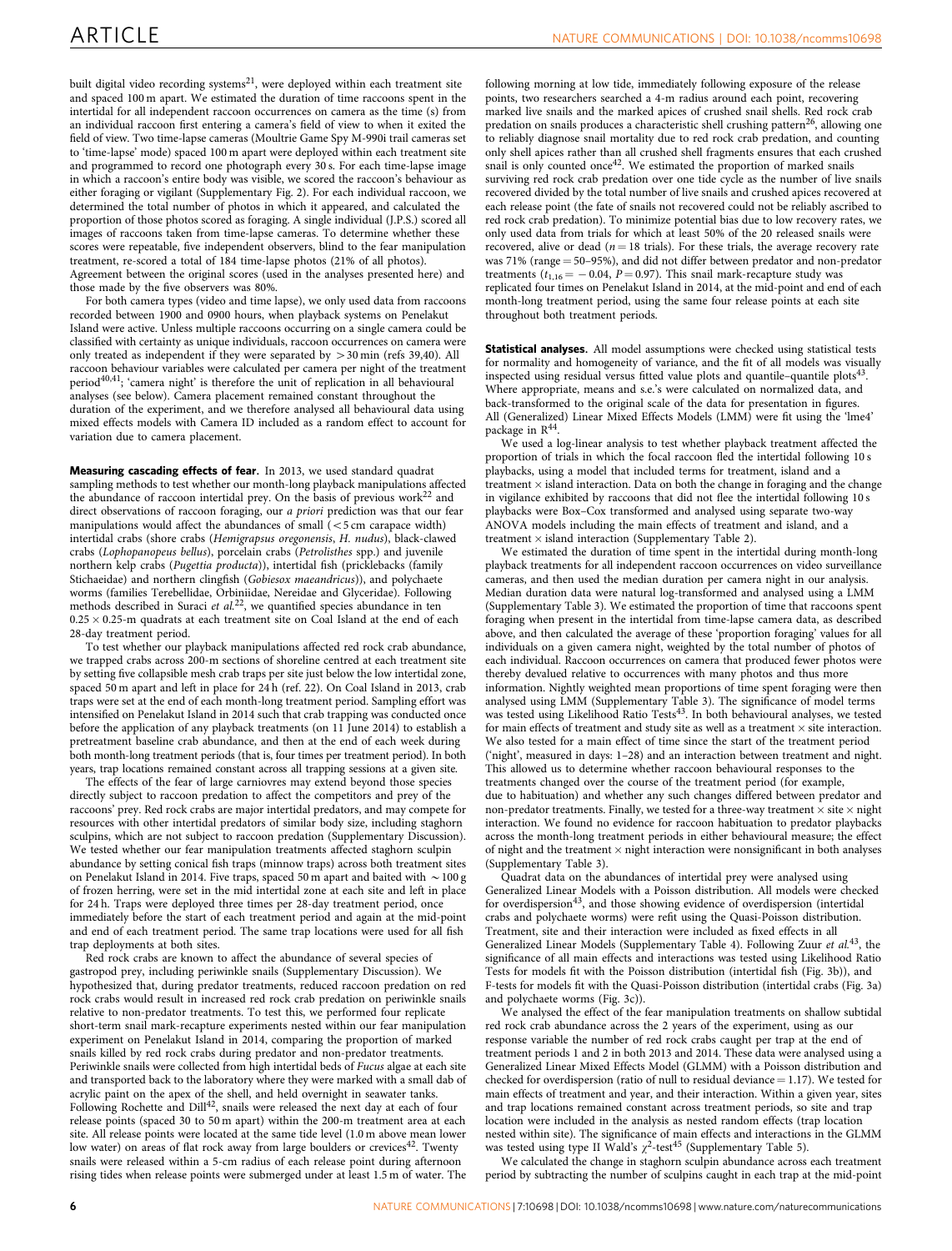built digital video recording systems[21], were deployed within each treatment site and spaced 100 m apart. We estimated the duration of time raccoons spent in the intertidal for all independent raccoon occurrences on camera as the time (s) from an individual raccoon first entering a camera's field of view to when it exited the field of view. Two time-lapse cameras (Moultrie Game Spy M-990i trail cameras set to 'time-lapse' mode) spaced 100 m apart were deployed within each treatment site and programmed to record one photograph every 30 s. For each time-lapse image in which a raccoon's entire body was visible, we scored the raccoon's behaviour as either foraging or vigilant (Supplementary Fig. 2). For each individual raccoon, we determined the total number of photos in which it appeared, and calculated the proportion of those photos scored as foraging. A single individual (J.P.S.) scored all images of raccoons taken from time-lapse cameras. To determine whether these scores were repeatable, five independent observers, blind to the fear manipulation treatment, re-scored a total of 184 time-lapse photos (21% of all photos). Agreement between the original scores (used in the analyses presented here) and those made by the five observers was 80%.

For both camera types (video and time lapse), we only used data from raccoons recorded between 1900 and 0900 hours, when playback systems on Penelakut Island were active. Unless multiple raccoons occurring on a single camera could be classified with certainty as unique individuals, raccoon occurrences on camera were only treated as independent if they were separated by $>30$ min (refs 39,40). All raccoon behaviour variables were calculated per camera per night of the treatment period[40,41]; 'camera night' is therefore the unit of replication in all behavioural analyses (see below). Camera placement remained constant throughout the duration of the experiment, and we therefore analysed all behavioural data using mixed effects models with Camera ID included as a random effect to account for variation due to camera placement.

**Measuring cascading effects of fear.** In 2013, we used standard quadrat sampling methods to test whether our month-long playback manipulations affected the abundance of raccoon intertidal prey. On the basis of previous work[22] and direct observations of raccoon foraging, our *a priori* prediction was that our fear manipulations would affect the abundances of small ($<5$ cm carapace width) intertidal crabs (shore crabs (*Hemigrapsus oregonensis*, *H. nudus*), black-clawed crabs (*Lophopanopeus bellus*), porcelain crabs (*Petrolisthes* spp.) and juvenile northern kelp crabs (*Pugettia producta*)), intertidal fish (pricklebacks (family Stichaeidae) and northern clingfish (*Gobiesox maeandricus*)), and polychaete worms (families Terebellidae, Orbiniidae, Nereidae and Glyceridae). Following methods described in Suraci *et al.*[22], we quantified species abundance in ten $0.25\times0.25$-m quadrats at each treatment site on Coal Island at the end of each 28-day treatment period.

To test whether our playback manipulations affected red rock crab abundance, we trapped crabs across 200-m sections of shoreline centred at each treatment site by setting five collapsible mesh crab traps per site just below the low intertidal zone, spaced 50 m apart and left in place for 24 h (ref. 22). On Coal Island in 2013, crab traps were set at the end of each month-long treatment period. Sampling effort was intensified on Penelakut Island in 2014 such that crab trapping was conducted once before the application of any playback treatments (on 11 June 2014) to establish a pretreatment baseline crab abundance, and then at the end of each week during both month-long treatment periods (that is, four times per treatment period). In both years, trap locations remained constant across all trapping sessions at a given site.

The effects of the fear of large carnivores may extend beyond those species directly subject to raccoon predation to affect the competitors and prey of the raccoons' prey. Red rock crabs are major intertidal predators, and may compete for resources with other intertidal predators of similar body size, including staghorn sculpins, which are not subject to raccoon predation (Supplementary Discussion). We tested whether our fear manipulation treatments affected staghorn sculpin abundance by setting conical fish traps (minnow traps) across both treatment sites on Penelakut Island in 2014. Five traps, spaced 50 m apart and baited with $\sim$100 g of frozen herring, were set in the mid intertidal zone at each site and left in place for 24 h. Traps were deployed three times per 28-day treatment period, once immediately before the start of each treatment period and again at the mid-point and end of each treatment period. The same trap locations were used for all fish trap deployments at both sites.

Red rock crabs are known to affect the abundance of several species of gastropod prey, including periwinkle snails (Supplementary Discussion). We hypothesized that, during predator treatments, reduced raccoon predation on red rock crabs would result in increased red rock crab predation on periwinkle snails relative to non-predator treatments. To test this, we performed four replicate short-term snail mark-recapture experiments nested within our fear manipulation experiment on Penelakut Island in 2014, comparing the proportion of marked snails killed by red rock crabs during predator and non-predator treatments. Periwinkle snails were collected from high intertidal beds of *Fucus* algae at each site and transported back to the laboratory where they were marked with a small dab of acrylic paint on the apex of the shell, and held overnight in seawater tanks. Following Rochette and Dill[42], snails were released the next day at each of four release points (spaced 30 to 50 m apart) within the 200-m treatment area at each site. All release points were located at the same tide level (1.0 m above mean lower low water) on areas of flat rock away from large boulders or crevices[42]. Twenty snails were released within a 5-cm radius of each release point during afternoon rising tides when release points were submerged under at least 1.5 m of water. The following morning at low tide, immediately following exposure of the release points, two researchers searched a 4-m radius around each point, recovering marked live snails and the marked apices of crushed snail shells. Red rock crab predation on snails produces a characteristic shell crushing pattern[26], allowing one to reliably diagnose snail mortality due to red rock crab predation, and counting only shell apices rather than all crushed shell fragments ensures that each crushed snail is only counted once[42]. We estimated the proportion of marked snails surviving red rock crab predation over one tide cycle as the number of live snails recovered divided by the total number of live snails and crushed apices recovered at each release point (the fate of snails not recovered could not be reliably ascribed to red rock crab predation). To minimize potential bias due to low recovery rates, we only used data from trials for which at least 50% of the 20 released snails were recovered, alive or dead ($n=18$ trials). For these trials, the average recovery rate was 71% (range $=$ 50–95%), and did not differ between predator and non-predator treatments ($t_{1,16}=-0.04$, $P=0.97$). This snail mark-recapture study was replicated four times on Penelakut Island in 2014, at the mid-point and end of each month-long treatment period, using the same four release points at each site throughout both treatment periods.

**Statistical analyses.** All model assumptions were checked using statistical tests for normality and homogeneity of variance, and the fit of all models was visually inspected using residual versus fitted value plots and quantile–quantile plots[43]. Where appropriate, means and s.e.'s were calculated on normalized data, and back-transformed to the original scale of the data for presentation in figures. All (Generalized) Linear Mixed Effects Models (LMM) were fit using the 'lme4' package in R[44].

We used a log-linear analysis to test whether playback treatment affected the proportion of trials in which the focal raccoon fled the intertidal following 10 s playbacks, using a model that included terms for treatment, island and a treatment $\times$ island interaction. Data on both the change in foraging and the change in vigilance exhibited by raccoons that did not flee the intertidal following 10 s playbacks were Box–Cox transformed and analysed using separate two-way ANOVA models including the main effects of treatment and island, and a treatment $\times$ island interaction (Supplementary Table 2).

We estimated the duration of time spent in the intertidal during month-long playback treatments for all independent raccoon occurrences on video surveillance cameras, and then used the median duration per camera night in our analysis. Median duration data were natural log-transformed and analysed using a LMM (Supplementary Table 3). We estimated the proportion of time that raccoons spent foraging when present in the intertidal from time-lapse camera data, as described above, and then calculated the average of these 'proportion foraging' values for all individuals on a given camera night, weighted by the total number of photos of each individual. Raccoon occurrences on camera that produced fewer photos were thereby devalued relative to occurrences with many photos and thus more information. Nightly weighted mean proportions of time spent foraging were then analysed using LMM (Supplementary Table 3). The significance of model terms was tested using Likelihood Ratio Tests[43]. In both behavioural analyses, we tested for main effects of treatment and study site as well as a treatment $\times$ site interaction. We also tested for a main effect of time since the start of the treatment period ('night', measured in days: 1–28) and an interaction between treatment and night. This allowed us to determine whether raccoon behavioural responses to the treatments changed over the course of the treatment period (for example, due to habituation) and whether any such changes differed between predator and non-predator treatments. Finally, we tested for a three-way treatment $\times$ site $\times$ night interaction. We found no evidence for raccoon habituation to predator playbacks across the month-long treatment periods in either behavioural measure; the effect of night and the treatment $\times$ night interaction were nonsignificant in both analyses (Supplementary Table 3).

Quadrat data on the abundances of intertidal prey were analysed using Generalized Linear Models with a Poisson distribution. All models were checked for overdispersion[43], and those showing evidence of overdispersion (intertidal crabs and polychaete worms) were refit using the Quasi-Poisson distribution. Treatment, site and their interaction were included as fixed effects in all Generalized Linear Models (Supplementary Table 4). Following Zuur *et al.*[43], the significance of all main effects and interactions was tested using Likelihood Ratio Tests for models fit with the Poisson distribution (intertidal fish (Fig. 3b)), and F-tests for models fit with the Quasi-Poisson distribution (intertidal crabs (Fig. 3a) and polychaete worms (Fig. 3c)).

We analysed the effect of the fear manipulation treatments on shallow subtidal red rock crab abundance across the 2 years of the experiment, using as our response variable the number of red rock crabs caught per trap at the end of treatment periods 1 and 2 in both 2013 and 2014. These data were analysed using a Generalized Linear Mixed Effects Model (GLMM) with a Poisson distribution and checked for overdispersion (ratio of null to residual deviance $=1.17$). We tested for main effects of treatment and year, and their interaction. Within a given year, sites and trap locations remained constant across treatment periods, so site and trap location were included in the analysis as nested random effects (trap location nested within site). The significance of main effects and interactions in the GLMM was tested using type II Wald's $\chi^2$-test[45] (Supplementary Table 5).

We calculated the change in staghorn sculpin abundance across each treatment period by subtracting the number of sculpins caught in each trap at the mid-point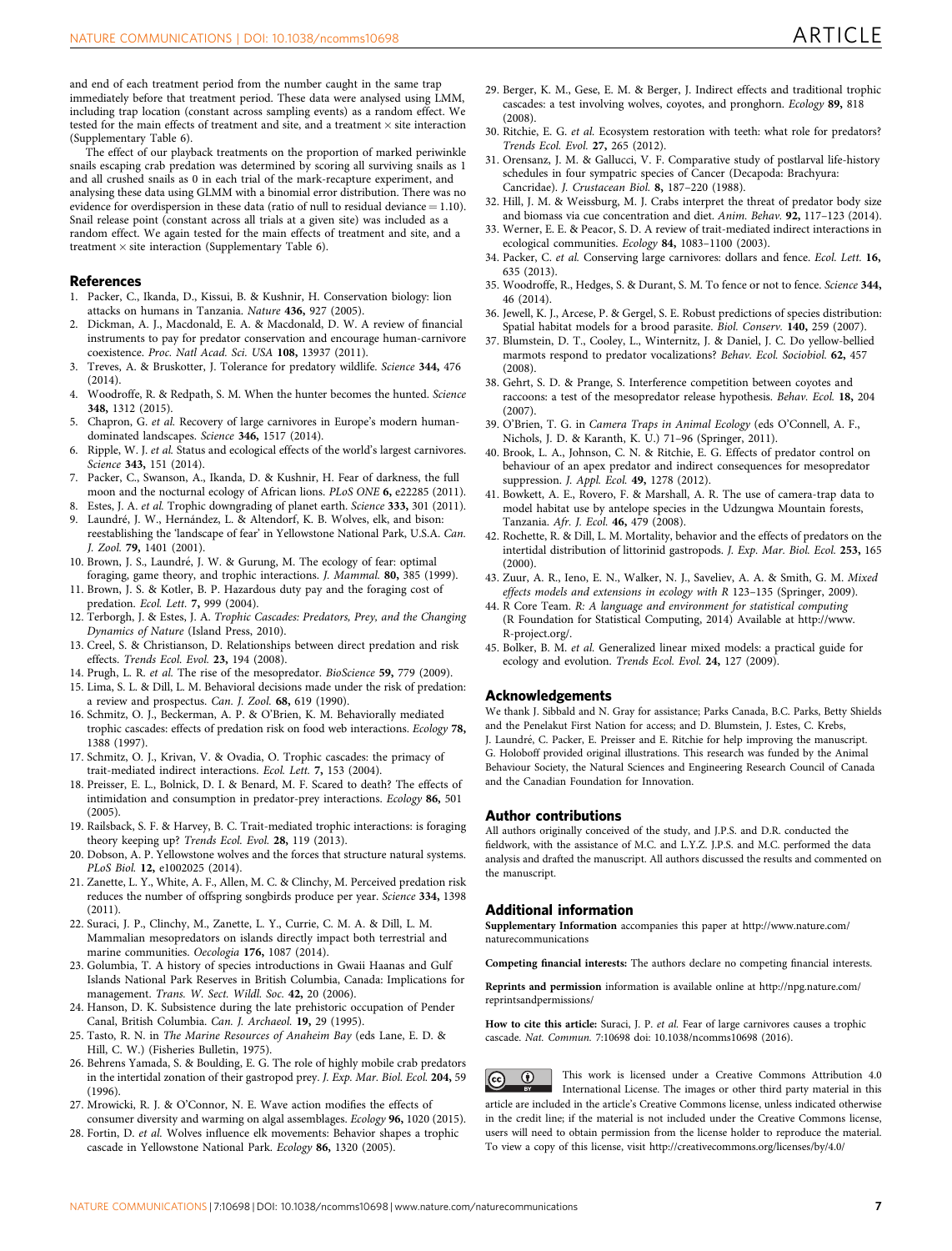and end of each treatment period from the number caught in the same trap immediately before that treatment period. These data were analysed using LMM, including trap location (constant across sampling events) as a random effect. We tested for the main effects of treatment and site, and a treatment × site interaction (Supplementary Table 6).

The effect of our playback treatments on the proportion of marked periwinkle snails escaping crab predation was determined by scoring all surviving snails as 1 and all crushed snails as 0 in each trial of the mark-recapture experiment, and analysing these data using GLMM with a binomial error distribution. There was no evidence for overdispersion in these data (ratio of null to residual deviance = 1.10). Snail release point (constant across all trials at a given site) was included as a random effect. We again tested for the main effects of treatment and site, and a treatment × site interaction (Supplementary Table 6).

## References

1. Packer, C., Ikanda, D., Kissui, B. & Kushnir, H. Conservation biology: lion attacks on humans in Tanzania. *Nature* **436,** 927 (2005).
2. Dickman, A. J., Macdonald, E. A. & Macdonald, D. W. A review of financial instruments to pay for predator conservation and encourage human-carnivore coexistence. *Proc. Natl Acad. Sci. USA* **108,** 13937 (2011).
3. Treves, A. & Bruskotter, J. Tolerance for predatory wildlife. *Science* **344,** 476 (2014).
4. Woodroffe, R. & Redpath, S. M. When the hunter becomes the hunted. *Science* **348,** 1312 (2015).
5. Chapron, G. *et al.* Recovery of large carnivores in Europe's modern human-dominated landscapes. *Science* **346,** 1517 (2014).
6. Ripple, W. J. *et al.* Status and ecological effects of the world's largest carnivores. *Science* **343,** 151 (2014).
7. Packer, C., Swanson, A., Ikanda, D. & Kushnir, H. Fear of darkness, the full moon and the nocturnal ecology of African lions. *PLoS ONE* **6,** e22285 (2011).
8. Estes, J. A. *et al.* Trophic downgrading of planet earth. *Science* **333,** 301 (2011).
9. Laundré, J. W., Hernández, L. & Altendorf, K. B. Wolves, elk, and bison: reestablishing the 'landscape of fear' in Yellowstone National Park, U.S.A. *Can. J. Zool.* **79,** 1401 (2001).
10. Brown, J. S., Laundré, J. W. & Gurung, M. The ecology of fear: optimal foraging, game theory, and trophic interactions. *J. Mammal.* **80,** 385 (1999).
11. Brown, J. S. & Kotler, B. P. Hazardous duty pay and the foraging cost of predation. *Ecol. Lett.* **7,** 999 (2004).
12. Terborgh, J. & Estes, J. A. *Trophic Cascades: Predators, Prey, and the Changing Dynamics of Nature* (Island Press, 2010).
13. Creel, S. & Christianson, D. Relationships between direct predation and risk effects. *Trends Ecol. Evol.* **23,** 194 (2008).
14. Prugh, L. R. *et al.* The rise of the mesopredator. *BioScience* **59,** 779 (2009).
15. Lima, S. L. & Dill, L. M. Behavioral decisions made under the risk of predation: a review and prospectus. *Can. J. Zool.* **68,** 619 (1990).
16. Schmitz, O. J., Beckerman, A. P. & O'Brien, K. M. Behaviorally mediated trophic cascades: effects of predation risk on food web interactions. *Ecology* **78,** 1388 (1997).
17. Schmitz, O. J., Krivan, V. & Ovadia, O. Trophic cascades: the primacy of trait-mediated indirect interactions. *Ecol. Lett.* **7,** 153 (2004).
18. Preisser, E. L., Bolnick, D. I. & Benard, M. F. Scared to death? The effects of intimidation and consumption in predator-prey interactions. *Ecology* **86,** 501 (2005).
19. Railsback, S. F. & Harvey, B. C. Trait-mediated trophic interactions: is foraging theory keeping up? *Trends Ecol. Evol.* **28,** 119 (2013).
20. Dobson, A. P. Yellowstone wolves and the forces that structure natural systems. *PLoS Biol.* **12,** e1002025 (2014).
21. Zanette, L. Y., White, A. F., Allen, M. C. & Clinchy, M. Perceived predation risk reduces the number of offspring songbirds produce per year. *Science* **334,** 1398 (2011).
22. Suraci, J. P., Clinchy, M., Zanette, L. Y., Currie, C. M. A. & Dill, L. M. Mammalian mesopredators on islands directly impact both terrestrial and marine communities. *Oecologia* **176,** 1087 (2014).
23. Golumbia, T. A history of species introductions in Gwaii Haanas and Gulf Islands National Park Reserves in British Columbia, Canada: Implications for management. *Trans. W. Sect. Wildl. Soc.* **42,** 20 (2006).
24. Hanson, D. K. Subsistence during the late prehistoric occupation of Pender Canal, British Columbia. *Can. J. Archaeol.* **19,** 29 (1995).
25. Tasto, R. N. in *The Marine Resources of Anaheim Bay* (eds Lane, E. D. & Hill, C. W.) (Fisheries Bulletin, 1975).
26. Behrens Yamada, S. & Boulding, E. G. The role of highly mobile crab predators in the intertidal zonation of their gastropod prey. *J. Exp. Mar. Biol. Ecol.* **204,** 59 (1996).
27. Mrowicki, R. J. & O'Connor, N. E. Wave action modifies the effects of consumer diversity and warming on algal assemblages. *Ecology* **96,** 1020 (2015).
28. Fortin, D. *et al.* Wolves influence elk movements: Behavior shapes a trophic cascade in Yellowstone National Park. *Ecology* **86,** 1320 (2005).
29. Berger, K. M., Gese, E. M. & Berger, J. Indirect effects and traditional trophic cascades: a test involving wolves, coyotes, and pronghorn. *Ecology* **89,** 818 (2008).
30. Ritchie, E. G. *et al.* Ecosystem restoration with teeth: what role for predators? *Trends Ecol. Evol.* **27,** 265 (2012).
31. Orensanz, J. M. & Gallucci, V. F. Comparative study of postlarval life-history schedules in four sympatric species of Cancer (Decapoda: Brachyura: Cancridae). *J. Crustacean Biol.* **8,** 187–220 (1988).
32. Hill, J. M. & Weissburg, M. J. Crabs interpret the threat of predator body size and biomass via cue concentration and diet. *Anim. Behav.* **92,** 117–123 (2014).
33. Werner, E. E. & Peacor, S. D. A review of trait-mediated indirect interactions in ecological communities. *Ecology* **84,** 1083–1100 (2003).
34. Packer, C. *et al.* Conserving large carnivores: dollars and fence. *Ecol. Lett.* **16,** 635 (2013).
35. Woodroffe, R., Hedges, S. & Durant, S. M. To fence or not to fence. *Science* **344,** 46 (2014).
36. Jewell, K. J., Arcese, P. & Gergel, S. E. Robust predictions of species distribution: Spatial habitat models for a brood parasite. *Biol. Conserv.* **140,** 259 (2007).
37. Blumstein, D. T., Cooley, L., Winternitz, J. & Daniel, J. C. Do yellow-bellied marmots respond to predator vocalizations? *Behav. Ecol. Sociobiol.* **62,** 457 (2008).
38. Gehrt, S. D. & Prange, S. Interference competition between coyotes and raccoons: a test of the mesopredator release hypothesis. *Behav. Ecol.* **18,** 204 (2007).
39. O'Brien, T. G. in *Camera Traps in Animal Ecology* (eds O'Connell, A. F., Nichols, J. D. & Karanth, K. U.) 71–96 (Springer, 2011).
40. Brook, L. A., Johnson, C. N. & Ritchie, E. G. Effects of predator control on behaviour of an apex predator and indirect consequences for mesopredator suppression. *J. Appl. Ecol.* **49,** 1278 (2012).
41. Bowkett, A. E., Rovero, F. & Marshall, A. R. The use of camera-trap data to model habitat use by antelope species in the Udzungwa Mountain forests, Tanzania. *Afr. J. Ecol.* **46,** 479 (2008).
42. Rochette, R. & Dill, L. M. Mortality, behavior and the effects of predators on the intertidal distribution of littorinid gastropods. *J. Exp. Mar. Biol. Ecol.* **253,** 165 (2000).
43. Zuur, A. R., Ieno, E. N., Walker, N. J., Saveliev, A. A. & Smith, G. M. *Mixed effects models and extensions in ecology with R* 123–135 (Springer, 2009).
44. R Core Team. *R: A language and environment for statistical computing* (R Foundation for Statistical Computing, 2014) Available at http://www.R-project.org/.
45. Bolker, B. M. *et al.* Generalized linear mixed models: a practical guide for ecology and evolution. *Trends Ecol. Evol.* **24,** 127 (2009).

## Acknowledgements

We thank J. Sibbald and N. Gray for assistance; Parks Canada, B.C. Parks, Betty Shields and the Penelakut First Nation for access; and D. Blumstein, J. Estes, C. Krebs, J. Laundré, C. Packer, E. Preisser and E. Ritchie for help improving the manuscript. G. Holoboff provided original illustrations. This research was funded by the Animal Behaviour Society, the Natural Sciences and Engineering Research Council of Canada and the Canadian Foundation for Innovation.

## Author contributions

All authors originally conceived of the study, and J.P.S. and D.R. conducted the fieldwork, with the assistance of M.C. and L.Y.Z. J.P.S. and M.C. performed the data analysis and drafted the manuscript. All authors discussed the results and commented on the manuscript.

## Additional information

**Supplementary Information** accompanies this paper at http://www.nature.com/naturecommunications

**Competing financial interests:** The authors declare no competing financial interests.

**Reprints and permission** information is available online at http://npg.nature.com/reprintsandpermissions/

**How to cite this article:** Suraci, J. P. *et al.* Fear of large carnivores causes a trophic cascade. *Nat. Commun.* 7:10698 doi: 10.1038/ncomms10698 (2016).

This work is licensed under a Creative Commons Attribution 4.0 International License. The images or other third party material in this article are included in the article's Creative Commons license, unless indicated otherwise in the credit line; if the material is not included under the Creative Commons license, users will need to obtain permission from the license holder to reproduce the material. To view a copy of this license, visit http://creativecommons.org/licenses/by/4.0/